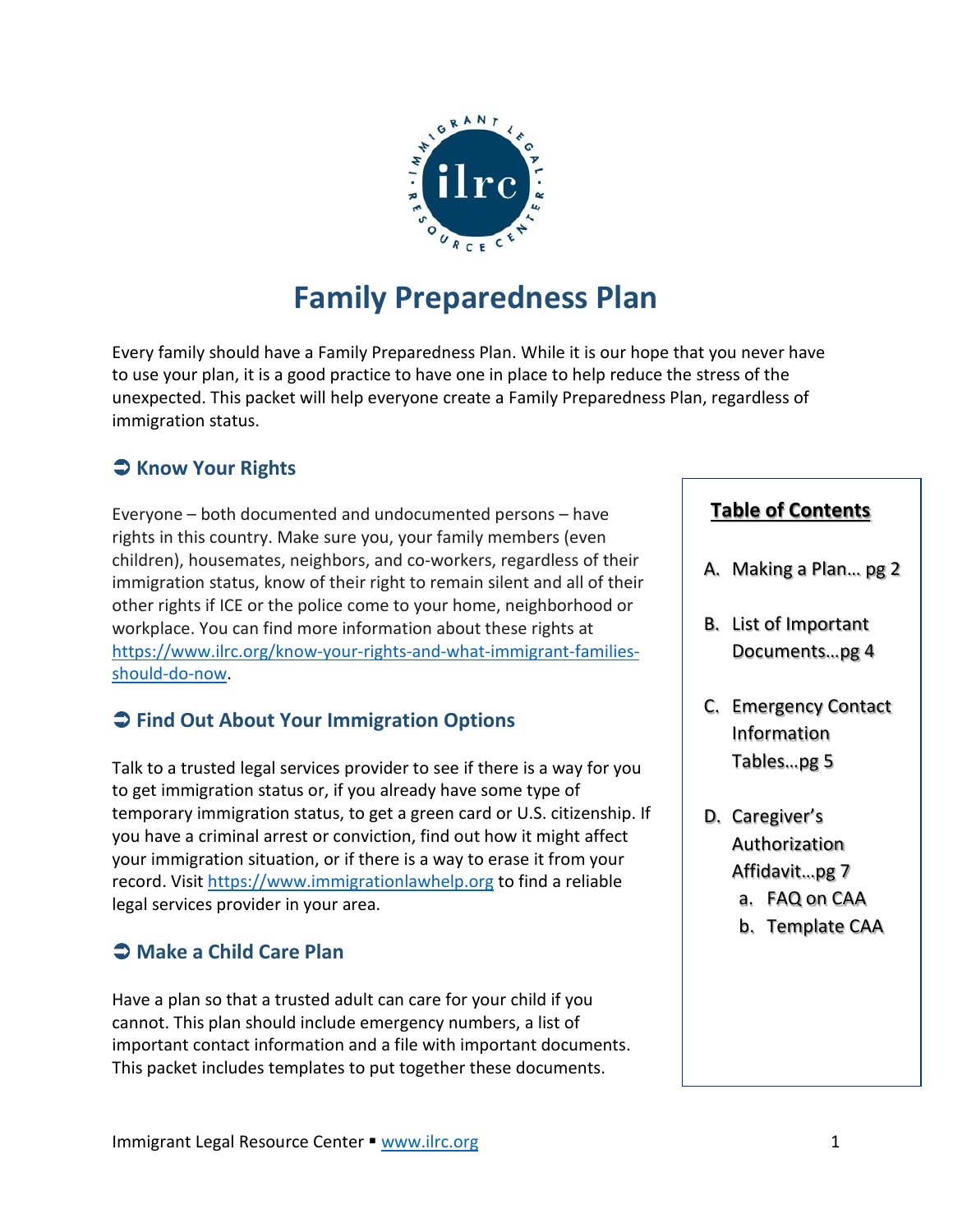# Family Preparedness Plan

Every family should have a Family Preparedness Plan. While it is our hope that you never have to use your plan, it is a good practice to have one in place to help reduce the stress of the unexpected. This packet will help everyone create a Family Preparedness Plan, regardless of immigration status.

## ➲ Know Your Rights

Everyone – both documented and undocumented persons – have rights in this country. Make sure you, your family members (even children), housemates, neighbors, and co-workers, regardless of their immigration status, know of their right to remain silent and all of their other rights if ICE or the police come to your home, neighborhood or workplace. You can find more information about these rights at https://www.ilrc.org/know-your-rights-and-what-immigrant-families-should-do-now.

## ➲ Find Out About Your Immigration Options

Talk to a trusted legal services provider to see if there is a way for you to get immigration status or, if you already have some type of temporary immigration status, to get a green card or U.S. citizenship. If you have a criminal arrest or conviction, find out how it might affect your immigration situation, or if there is a way to erase it from your record. Visit https://www.immigrationlawhelp.org to find a reliable legal services provider in your area.

## ➲ Make a Child Care Plan

Have a plan so that a trusted adult can care for your child if you cannot. This plan should include emergency numbers, a list of important contact information and a file with important documents. This packet includes templates to put together these documents.

**Table of Contents**

A. Making a Plan… pg 2

B. List of Important Documents…pg 4

C. Emergency Contact Information Tables…pg 5

D. Caregiver's Authorization Affidavit…pg 7
   a. FAQ on CAA
   b. Template CAA

Immigrant Legal Resource Center ▪ www.ilrc.org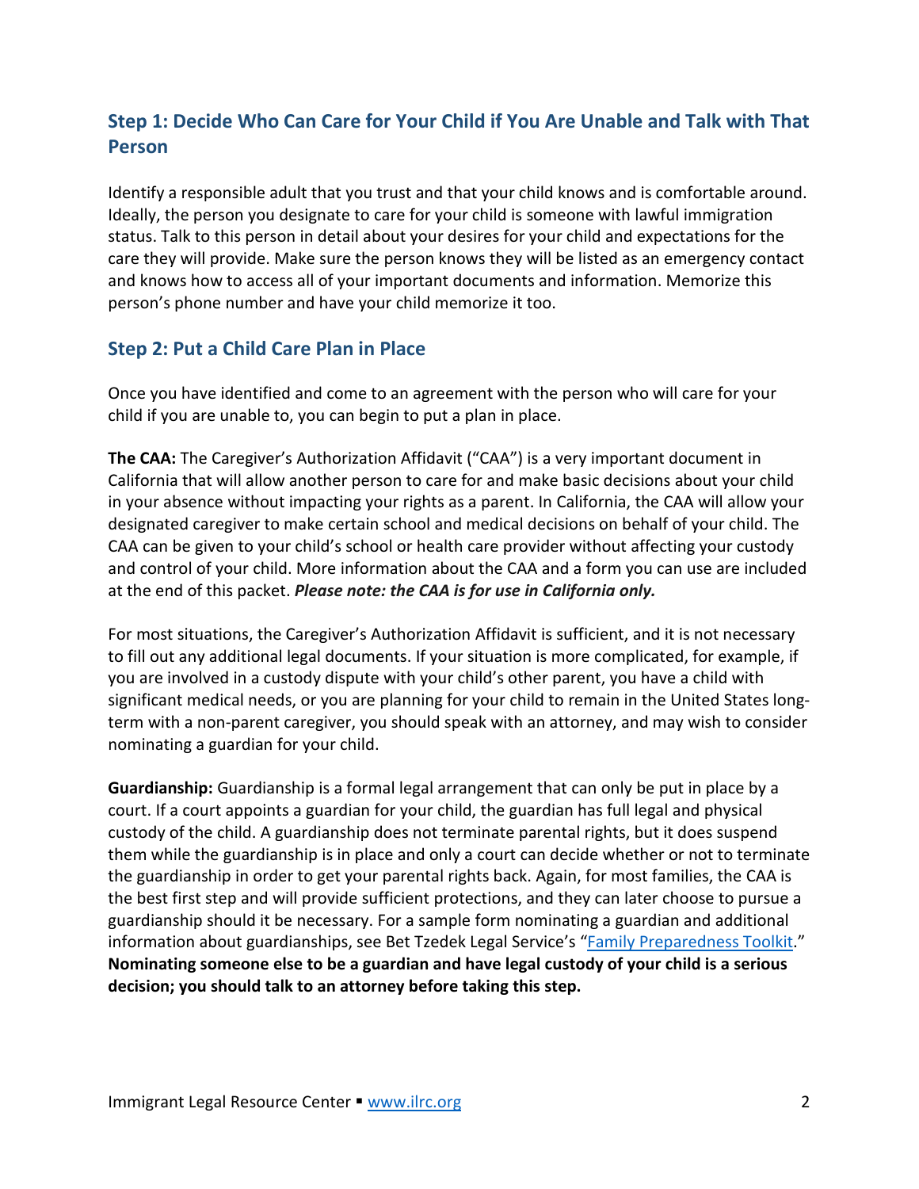## Step 1: Decide Who Can Care for Your Child if You Are Unable and Talk with That Person

Identify a responsible adult that you trust and that your child knows and is comfortable around. Ideally, the person you designate to care for your child is someone with lawful immigration status. Talk to this person in detail about your desires for your child and expectations for the care they will provide. Make sure the person knows they will be listed as an emergency contact and knows how to access all of your important documents and information. Memorize this person's phone number and have your child memorize it too.

## Step 2: Put a Child Care Plan in Place

Once you have identified and come to an agreement with the person who will care for your child if you are unable to, you can begin to put a plan in place.

**The CAA:** The Caregiver's Authorization Affidavit ("CAA") is a very important document in California that will allow another person to care for and make basic decisions about your child in your absence without impacting your rights as a parent. In California, the CAA will allow your designated caregiver to make certain school and medical decisions on behalf of your child. The CAA can be given to your child's school or health care provider without affecting your custody and control of your child. More information about the CAA and a form you can use are included at the end of this packet. ***Please note: the CAA is for use in California only.***

For most situations, the Caregiver's Authorization Affidavit is sufficient, and it is not necessary to fill out any additional legal documents. If your situation is more complicated, for example, if you are involved in a custody dispute with your child's other parent, you have a child with significant medical needs, or you are planning for your child to remain in the United States long-term with a non-parent caregiver, you should speak with an attorney, and may wish to consider nominating a guardian for your child.

**Guardianship:** Guardianship is a formal legal arrangement that can only be put in place by a court. If a court appoints a guardian for your child, the guardian has full legal and physical custody of the child. A guardianship does not terminate parental rights, but it does suspend them while the guardianship is in place and only a court can decide whether or not to terminate the guardianship in order to get your parental rights back. Again, for most families, the CAA is the best first step and will provide sufficient protections, and they can later choose to pursue a guardianship should it be necessary. For a sample form nominating a guardian and additional information about guardianships, see Bet Tzedek Legal Service's "Family Preparedness Toolkit." **Nominating someone else to be a guardian and have legal custody of your child is a serious decision; you should talk to an attorney before taking this step.**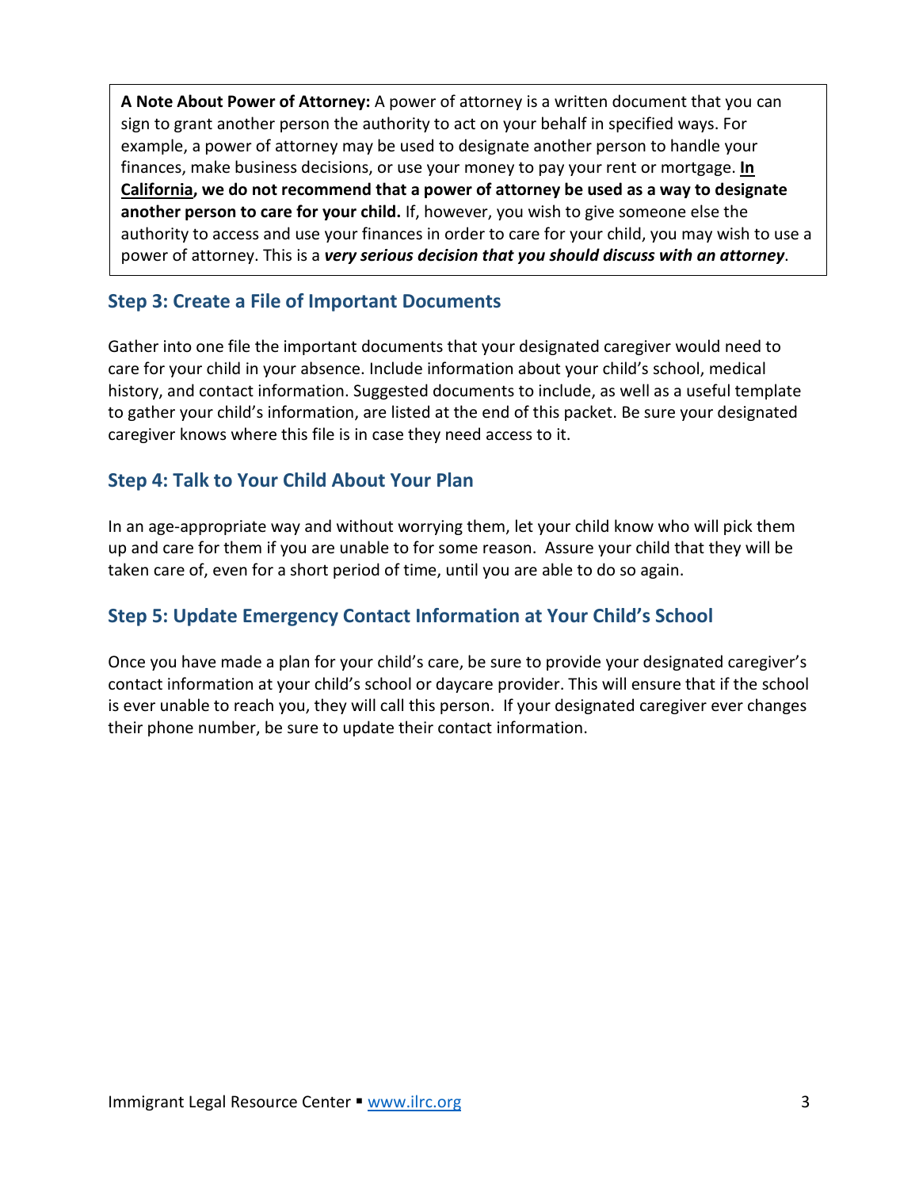**A Note About Power of Attorney:** A power of attorney is a written document that you can sign to grant another person the authority to act on your behalf in specified ways. For example, a power of attorney may be used to designate another person to handle your finances, make business decisions, or use your money to pay your rent or mortgage. **In California, we do not recommend that a power of attorney be used as a way to designate another person to care for your child.** If, however, you wish to give someone else the authority to access and use your finances in order to care for your child, you may wish to use a power of attorney. This is a ***very serious decision that you should discuss with an attorney***.

## Step 3: Create a File of Important Documents

Gather into one file the important documents that your designated caregiver would need to care for your child in your absence. Include information about your child's school, medical history, and contact information. Suggested documents to include, as well as a useful template to gather your child's information, are listed at the end of this packet. Be sure your designated caregiver knows where this file is in case they need access to it.

## Step 4: Talk to Your Child About Your Plan

In an age-appropriate way and without worrying them, let your child know who will pick them up and care for them if you are unable to for some reason. Assure your child that they will be taken care of, even for a short period of time, until you are able to do so again.

## Step 5: Update Emergency Contact Information at Your Child's School

Once you have made a plan for your child's care, be sure to provide your designated caregiver's contact information at your child's school or daycare provider. This will ensure that if the school is ever unable to reach you, they will call this person. If your designated caregiver ever changes their phone number, be sure to update their contact information.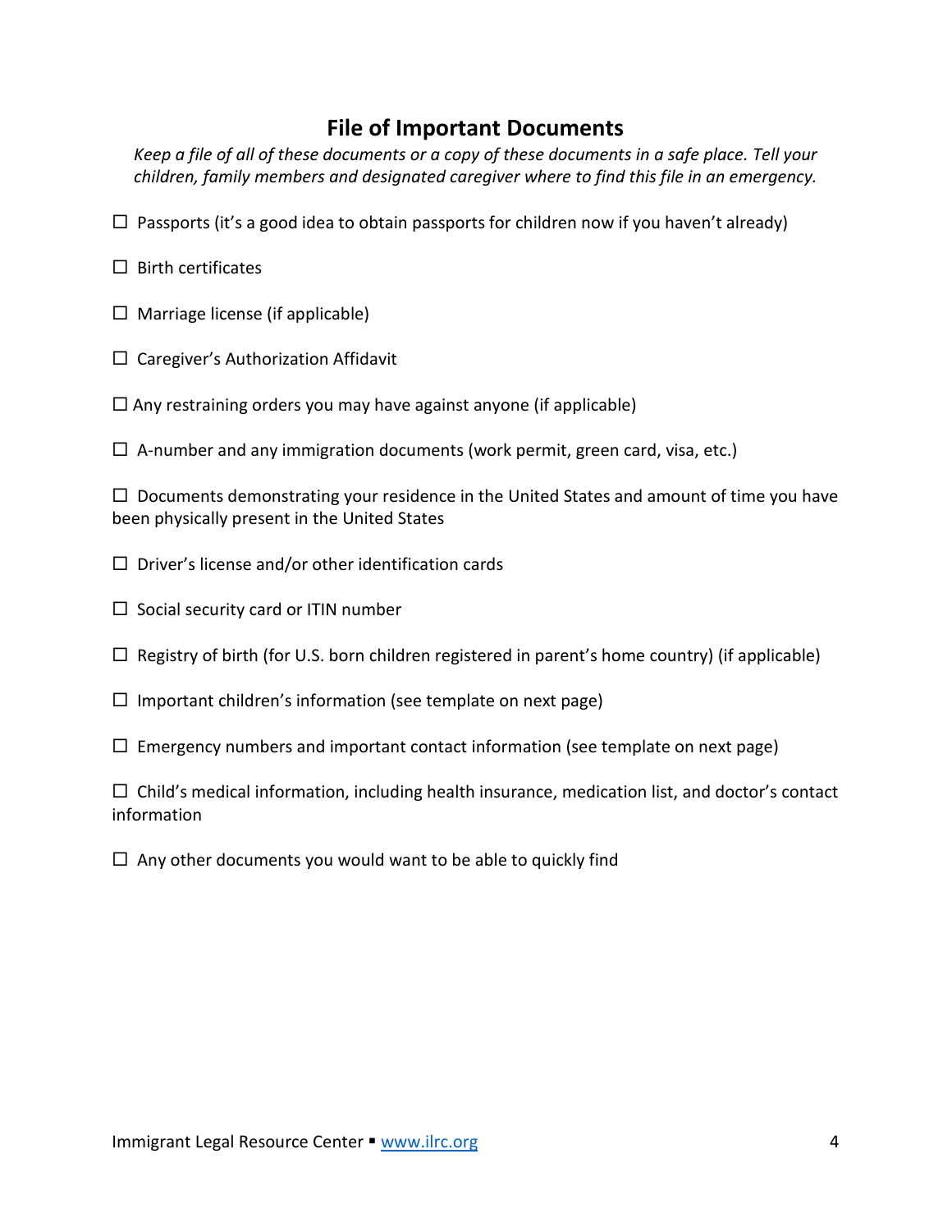## File of Important Documents

*Keep a file of all of these documents or a copy of these documents in a safe place. Tell your children, family members and designated caregiver where to find this file in an emergency.*

- ☐ Passports (it's a good idea to obtain passports for children now if you haven't already)
- ☐ Birth certificates
- ☐ Marriage license (if applicable)
- ☐ Caregiver's Authorization Affidavit
- ☐ Any restraining orders you may have against anyone (if applicable)
- ☐ A-number and any immigration documents (work permit, green card, visa, etc.)
- ☐ Documents demonstrating your residence in the United States and amount of time you have been physically present in the United States
- ☐ Driver's license and/or other identification cards
- ☐ Social security card or ITIN number
- ☐ Registry of birth (for U.S. born children registered in parent's home country) (if applicable)
- ☐ Important children's information (see template on next page)
- ☐ Emergency numbers and important contact information (see template on next page)
- ☐ Child's medical information, including health insurance, medication list, and doctor's contact information
- ☐ Any other documents you would want to be able to quickly find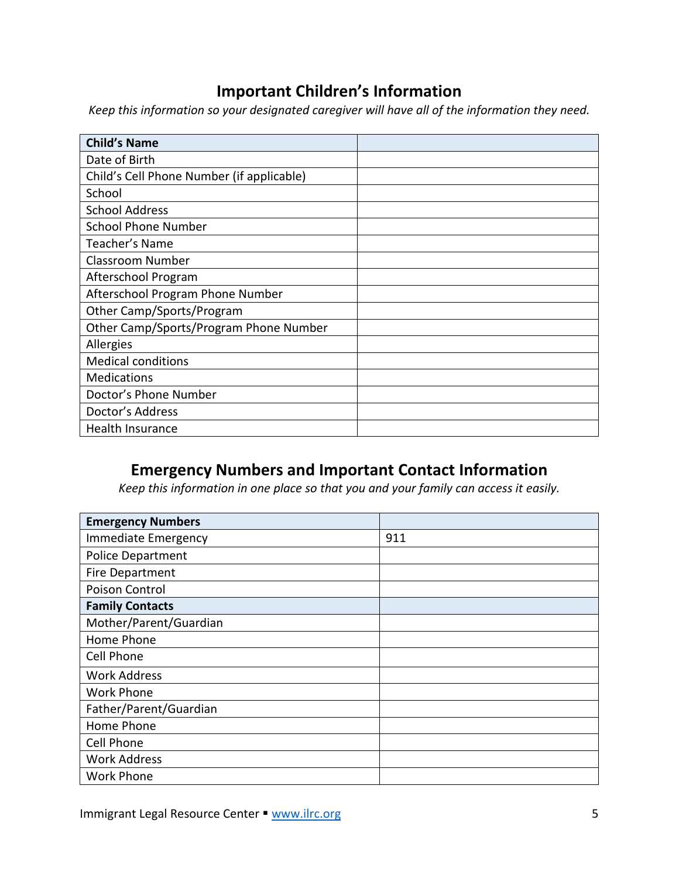## Important Children's Information

*Keep this information so your designated caregiver will have all of the information they need.*

| **Child's Name** | |
|---|---|
| Date of Birth | |
| Child's Cell Phone Number (if applicable) | |
| School | |
| School Address | |
| School Phone Number | |
| Teacher's Name | |
| Classroom Number | |
| Afterschool Program | |
| Afterschool Program Phone Number | |
| Other Camp/Sports/Program | |
| Other Camp/Sports/Program Phone Number | |
| Allergies | |
| Medical conditions | |
| Medications | |
| Doctor's Phone Number | |
| Doctor's Address | |
| Health Insurance | |

## Emergency Numbers and Important Contact Information

*Keep this information in one place so that you and your family can access it easily.*

| **Emergency Numbers** | |
|---|---|
| Immediate Emergency | 911 |
| Police Department | |
| Fire Department | |
| Poison Control | |
| **Family Contacts** | |
| Mother/Parent/Guardian | |
| Home Phone | |
| Cell Phone | |
| Work Address | |
| Work Phone | |
| Father/Parent/Guardian | |
| Home Phone | |
| Cell Phone | |
| Work Address | |
| Work Phone | |

Immigrant Legal Resource Center ▪ www.ilrc.org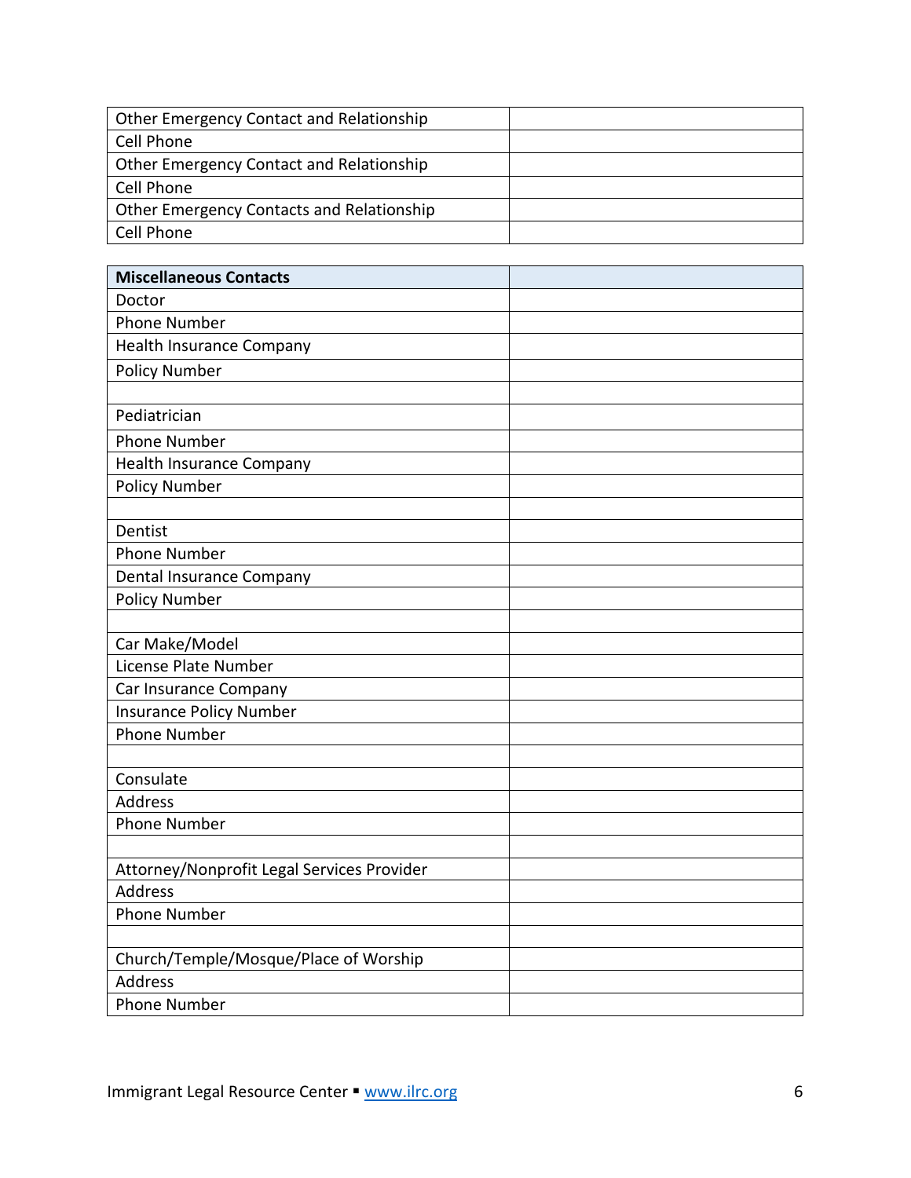| Other Emergency Contact and Relationship | |
|---|---|
| Cell Phone | |
| Other Emergency Contact and Relationship | |
| Cell Phone | |
| Other Emergency Contacts and Relationship | |
| Cell Phone | |

| **Miscellaneous Contacts** | |
|---|---|
| Doctor | |
| Phone Number | |
| Health Insurance Company | |
| Policy Number | |
| | |
| Pediatrician | |
| Phone Number | |
| Health Insurance Company | |
| Policy Number | |
| | |
| Dentist | |
| Phone Number | |
| Dental Insurance Company | |
| Policy Number | |
| | |
| Car Make/Model | |
| License Plate Number | |
| Car Insurance Company | |
| Insurance Policy Number | |
| Phone Number | |
| | |
| Consulate | |
| Address | |
| Phone Number | |
| | |
| Attorney/Nonprofit Legal Services Provider | |
| Address | |
| Phone Number | |
| | |
| Church/Temple/Mosque/Place of Worship | |
| Address | |
| Phone Number | |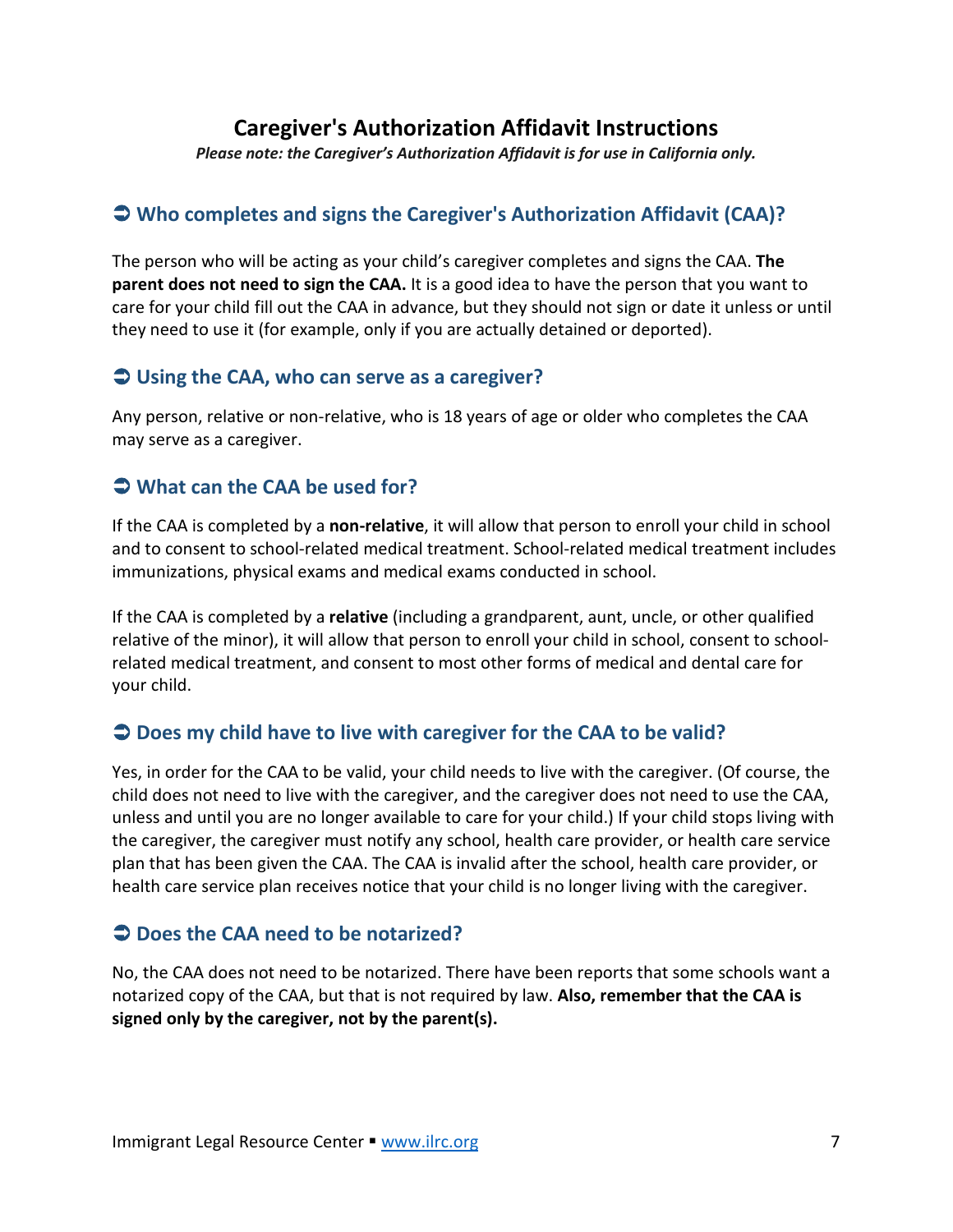# Caregiver's Authorization Affidavit Instructions

***Please note: the Caregiver's Authorization Affidavit is for use in California only.***

## ➲ Who completes and signs the Caregiver's Authorization Affidavit (CAA)?

The person who will be acting as your child's caregiver completes and signs the CAA. **The parent does not need to sign the CAA.** It is a good idea to have the person that you want to care for your child fill out the CAA in advance, but they should not sign or date it unless or until they need to use it (for example, only if you are actually detained or deported).

## ➲ Using the CAA, who can serve as a caregiver?

Any person, relative or non-relative, who is 18 years of age or older who completes the CAA may serve as a caregiver.

## ➲ What can the CAA be used for?

If the CAA is completed by a **non-relative**, it will allow that person to enroll your child in school and to consent to school-related medical treatment. School-related medical treatment includes immunizations, physical exams and medical exams conducted in school.

If the CAA is completed by a **relative** (including a grandparent, aunt, uncle, or other qualified relative of the minor), it will allow that person to enroll your child in school, consent to school-related medical treatment, and consent to most other forms of medical and dental care for your child.

## ➲ Does my child have to live with caregiver for the CAA to be valid?

Yes, in order for the CAA to be valid, your child needs to live with the caregiver. (Of course, the child does not need to live with the caregiver, and the caregiver does not need to use the CAA, unless and until you are no longer available to care for your child.) If your child stops living with the caregiver, the caregiver must notify any school, health care provider, or health care service plan that has been given the CAA. The CAA is invalid after the school, health care provider, or health care service plan receives notice that your child is no longer living with the caregiver.

## ➲ Does the CAA need to be notarized?

No, the CAA does not need to be notarized. There have been reports that some schools want a notarized copy of the CAA, but that is not required by law. **Also, remember that the CAA is signed only by the caregiver, not by the parent(s).**

Immigrant Legal Resource Center ▪ www.ilrc.org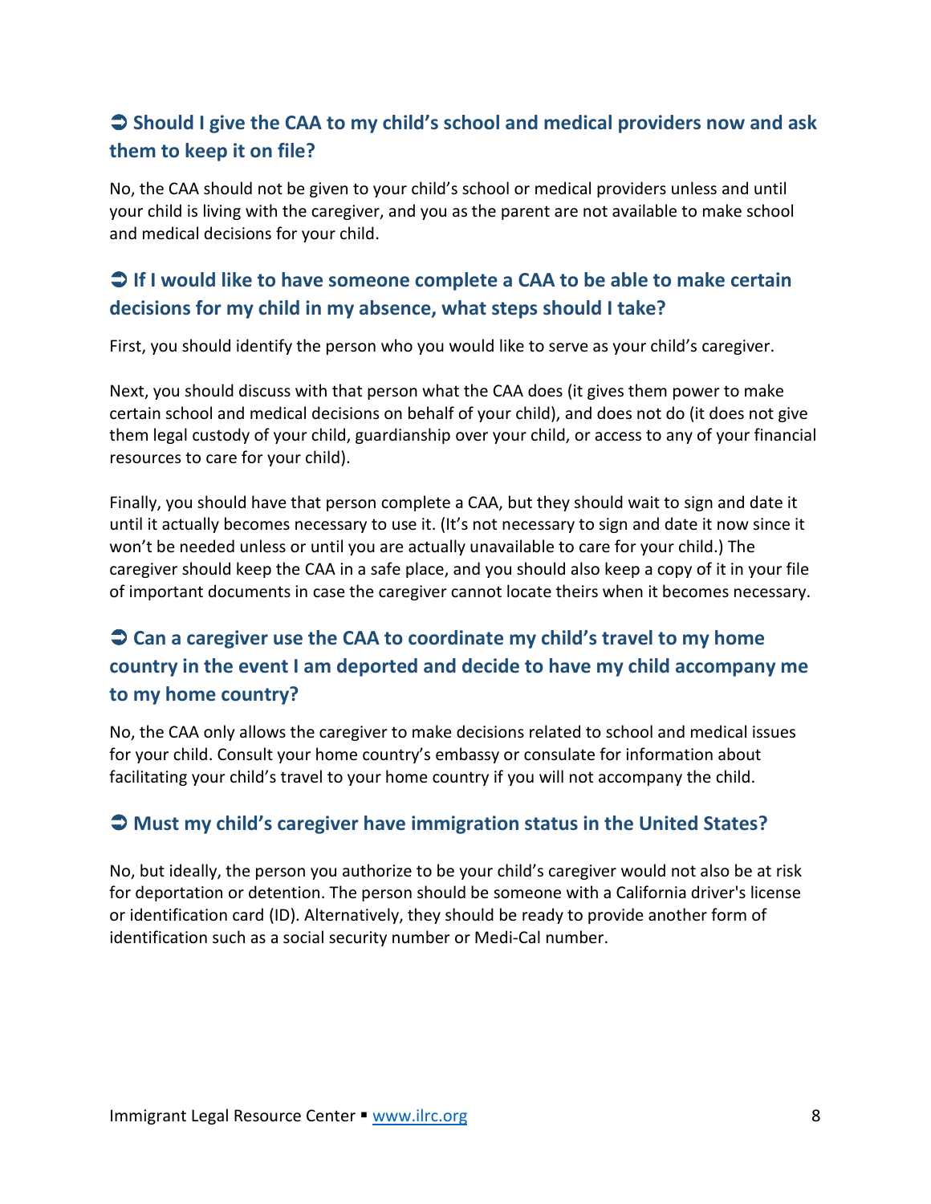## ➲ Should I give the CAA to my child's school and medical providers now and ask them to keep it on file?

No, the CAA should not be given to your child's school or medical providers unless and until your child is living with the caregiver, and you as the parent are not available to make school and medical decisions for your child.

## ➲ If I would like to have someone complete a CAA to be able to make certain decisions for my child in my absence, what steps should I take?

First, you should identify the person who you would like to serve as your child's caregiver.

Next, you should discuss with that person what the CAA does (it gives them power to make certain school and medical decisions on behalf of your child), and does not do (it does not give them legal custody of your child, guardianship over your child, or access to any of your financial resources to care for your child).

Finally, you should have that person complete a CAA, but they should wait to sign and date it until it actually becomes necessary to use it. (It's not necessary to sign and date it now since it won't be needed unless or until you are actually unavailable to care for your child.) The caregiver should keep the CAA in a safe place, and you should also keep a copy of it in your file of important documents in case the caregiver cannot locate theirs when it becomes necessary.

## ➲ Can a caregiver use the CAA to coordinate my child's travel to my home country in the event I am deported and decide to have my child accompany me to my home country?

No, the CAA only allows the caregiver to make decisions related to school and medical issues for your child. Consult your home country's embassy or consulate for information about facilitating your child's travel to your home country if you will not accompany the child.

## ➲ Must my child's caregiver have immigration status in the United States?

No, but ideally, the person you authorize to be your child's caregiver would not also be at risk for deportation or detention. The person should be someone with a California driver's license or identification card (ID). Alternatively, they should be ready to provide another form of identification such as a social security number or Medi-Cal number.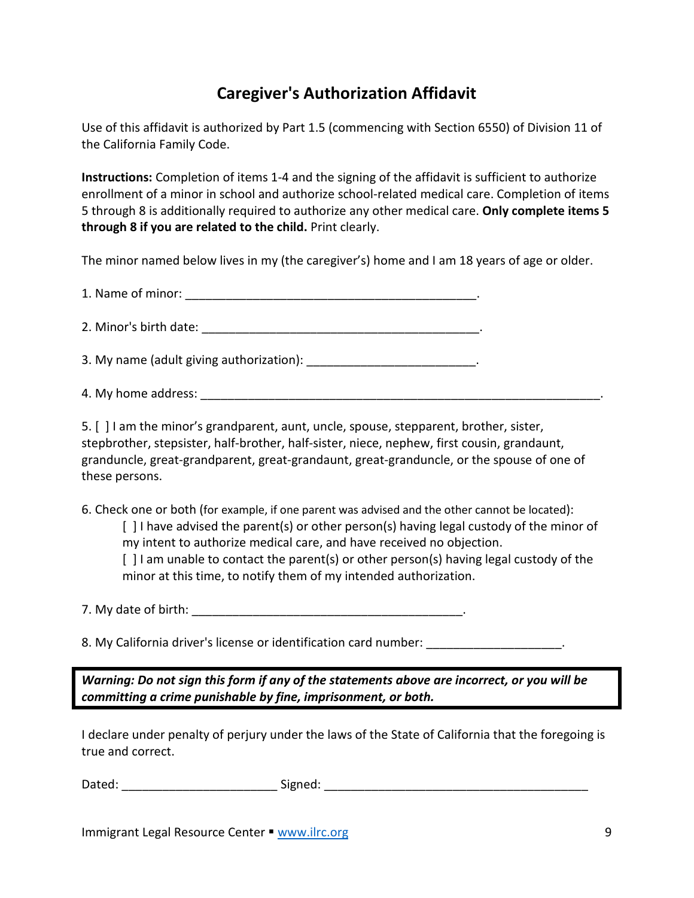# Caregiver's Authorization Affidavit

Use of this affidavit is authorized by Part 1.5 (commencing with Section 6550) of Division 11 of the California Family Code.

**Instructions:** Completion of items 1-4 and the signing of the affidavit is sufficient to authorize enrollment of a minor in school and authorize school-related medical care. Completion of items 5 through 8 is additionally required to authorize any other medical care. **Only complete items 5 through 8 if you are related to the child.** Print clearly.

The minor named below lives in my (the caregiver's) home and I am 18 years of age or older.

1. Name of minor: ___________________________________________.

2. Minor's birth date: _________________________________________.

3. My name (adult giving authorization): ________________________.

4. My home address: ___________________________________________________________.

5. [ ] I am the minor's grandparent, aunt, uncle, spouse, stepparent, brother, sister, stepbrother, stepsister, half-brother, half-sister, niece, nephew, first cousin, grandaunt, granduncle, great-grandparent, great-grandaunt, great-granduncle, or the spouse of one of these persons.

6. Check one or both (for example, if one parent was advised and the other cannot be located):

   [ ] I have advised the parent(s) or other person(s) having legal custody of the minor of my intent to authorize medical care, and have received no objection.

   [ ] I am unable to contact the parent(s) or other person(s) having legal custody of the minor at this time, to notify them of my intended authorization.

7. My date of birth: ________________________________________.

8. My California driver's license or identification card number: ___________________.

***Warning: Do not sign this form if any of the statements above are incorrect, or you will be committing a crime punishable by fine, imprisonment, or both.***

I declare under penalty of perjury under the laws of the State of California that the foregoing is true and correct.

Dated: ______________________ Signed: ______________________________________

Immigrant Legal Resource Center ▪ www.ilrc.org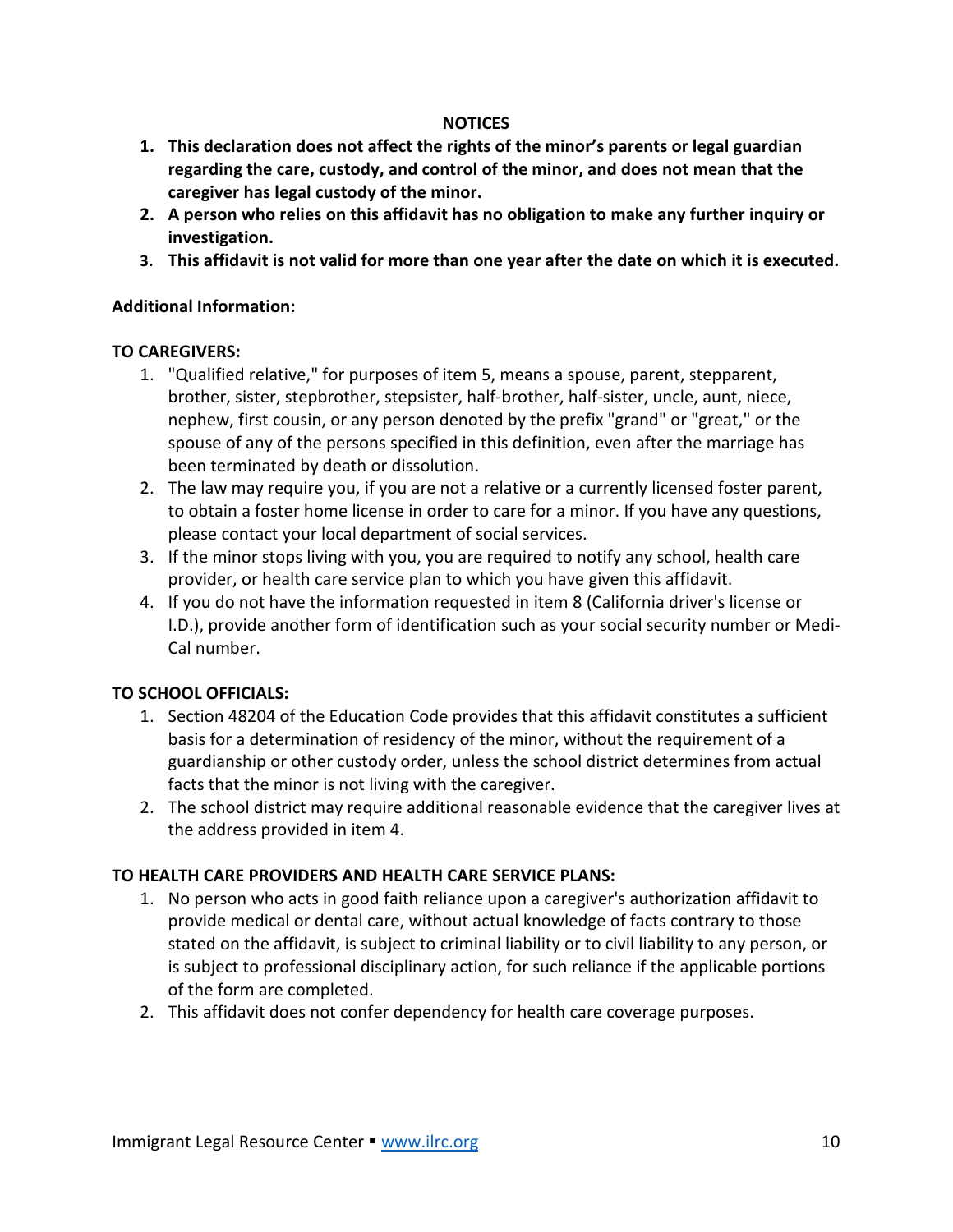## NOTICES

1. **This declaration does not affect the rights of the minor's parents or legal guardian regarding the care, custody, and control of the minor, and does not mean that the caregiver has legal custody of the minor.**
2. **A person who relies on this affidavit has no obligation to make any further inquiry or investigation.**
3. **This affidavit is not valid for more than one year after the date on which it is executed.**

**Additional Information:**

**TO CAREGIVERS:**

1. "Qualified relative," for purposes of item 5, means a spouse, parent, stepparent, brother, sister, stepbrother, stepsister, half-brother, half-sister, uncle, aunt, niece, nephew, first cousin, or any person denoted by the prefix "grand" or "great," or the spouse of any of the persons specified in this definition, even after the marriage has been terminated by death or dissolution.
2. The law may require you, if you are not a relative or a currently licensed foster parent, to obtain a foster home license in order to care for a minor. If you have any questions, please contact your local department of social services.
3. If the minor stops living with you, you are required to notify any school, health care provider, or health care service plan to which you have given this affidavit.
4. If you do not have the information requested in item 8 (California driver's license or I.D.), provide another form of identification such as your social security number or Medi-Cal number.

**TO SCHOOL OFFICIALS:**

1. Section 48204 of the Education Code provides that this affidavit constitutes a sufficient basis for a determination of residency of the minor, without the requirement of a guardianship or other custody order, unless the school district determines from actual facts that the minor is not living with the caregiver.
2. The school district may require additional reasonable evidence that the caregiver lives at the address provided in item 4.

**TO HEALTH CARE PROVIDERS AND HEALTH CARE SERVICE PLANS:**

1. No person who acts in good faith reliance upon a caregiver's authorization affidavit to provide medical or dental care, without actual knowledge of facts contrary to those stated on the affidavit, is subject to criminal liability or to civil liability to any person, or is subject to professional disciplinary action, for such reliance if the applicable portions of the form are completed.
2. This affidavit does not confer dependency for health care coverage purposes.